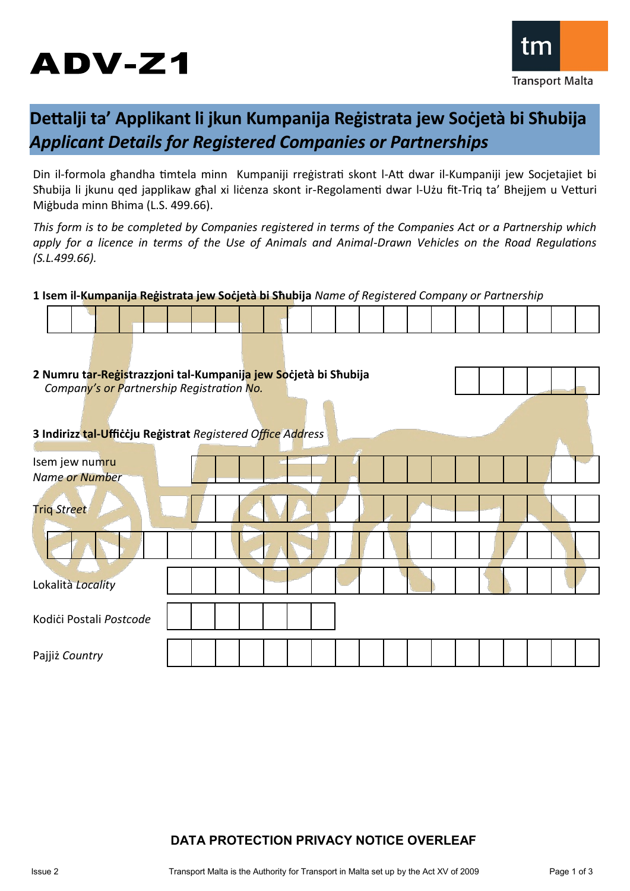# ADV-Z1

Transport Malta

## Dettalji ta' Applikant li jkun Kumpanija Reġistrata jew Soċjetà bi Sħubija
## *Applicant Details for Registered Companies or Partnerships*

Din il-formola għandha timtela minn Kumpaniji rreġistrati skont l-Att dwar il-Kumpaniji jew Socjetajiet bi Sħubija li jkunu qed japplikaw għal xi liċenza skont ir-Regolamenti dwar l-Użu fit-Triq ta' Bhejjem u Vetturi Miġbuda minn Bhima (L.S. 499.66).

*This form is to be completed by Companies registered in terms of the Companies Act or a Partnership which apply for a licence in terms of the Use of Animals and Animal-Drawn Vehicles on the Road Regulations (S.L.499.66).*

**1 Isem il-Kumpanija Reġistrata jew Soċjetà bi Sħubija** *Name of Registered Company or Partnership*

**2 Numru tar-Reġistrazzjoni tal-Kumpanija jew Soċjetà bi Sħubija**
*Company's or Partnership Registration No.*

**3 Indirizz tal-Uffiċċju Reġistrat** *Registered Office Address*

Isem jew numru *Name or Number*

Triq *Street*

Lokalità *Locality*

Kodiċi Postali *Postcode*

Pajjiż *Country*

**DATA PROTECTION PRIVACY NOTICE OVERLEAF**

Issue 2

Transport Malta is the Authority for Transport in Malta set up by the Act XV of 2009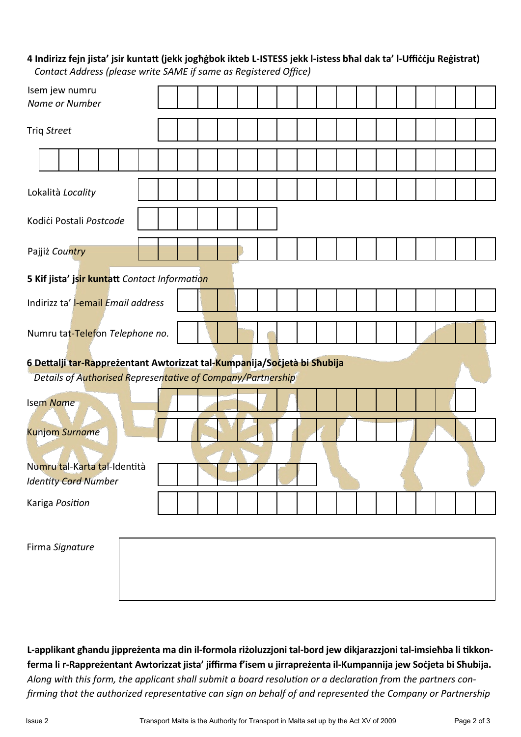**4 Indirizz fejn jista' jsir kuntatt (jekk jogħġbok ikteb L-ISTESS jekk l-istess bħal dak ta' l-Uffiċċju Reġistrat)**
*Contact Address (please write SAME if same as Registered Office)*

Isem jew numru *Name or Number*

Triq *Street*

Lokalità *Locality*

Kodiċi Postali *Postcode*

Pajjiż *Country*

**5 Kif jista' jsir kuntatt** *Contact Information*

Indirizz ta' l-email *Email address*

Numru tat-Telefon *Telephone no.*

**6 Dettalji tar-Rappreżentant Awtorizzat tal-Kumpanija/Soċjetà bi Sħubija**
*Details of Authorised Representative of Company/Partnership*

Isem *Name*

Kunjom *Surname*

Numru tal-Karta tal-Identità *Identity Card Number*

Kariga *Position*

Firma *Signature*

**L-applikant għandu jippreżenta ma din il-formola riżoluzzjoni tal-bord jew dikjarazzjoni tal-imsieħba li tikkonferma li r-Rappreżentant Awtorizzat jista' jiffirma f'isem u jirrapreżenta il-Kumpannija jew Soċjeta bi Sħubija.**
*Along with this form, the applicant shall submit a board resolution or a declaration from the partners confirming that the authorized representative can sign on behalf of and represented the Company or Partnership*

Issue 2 Transport Malta is the Authority for Transport in Malta set up by the Act XV of 2009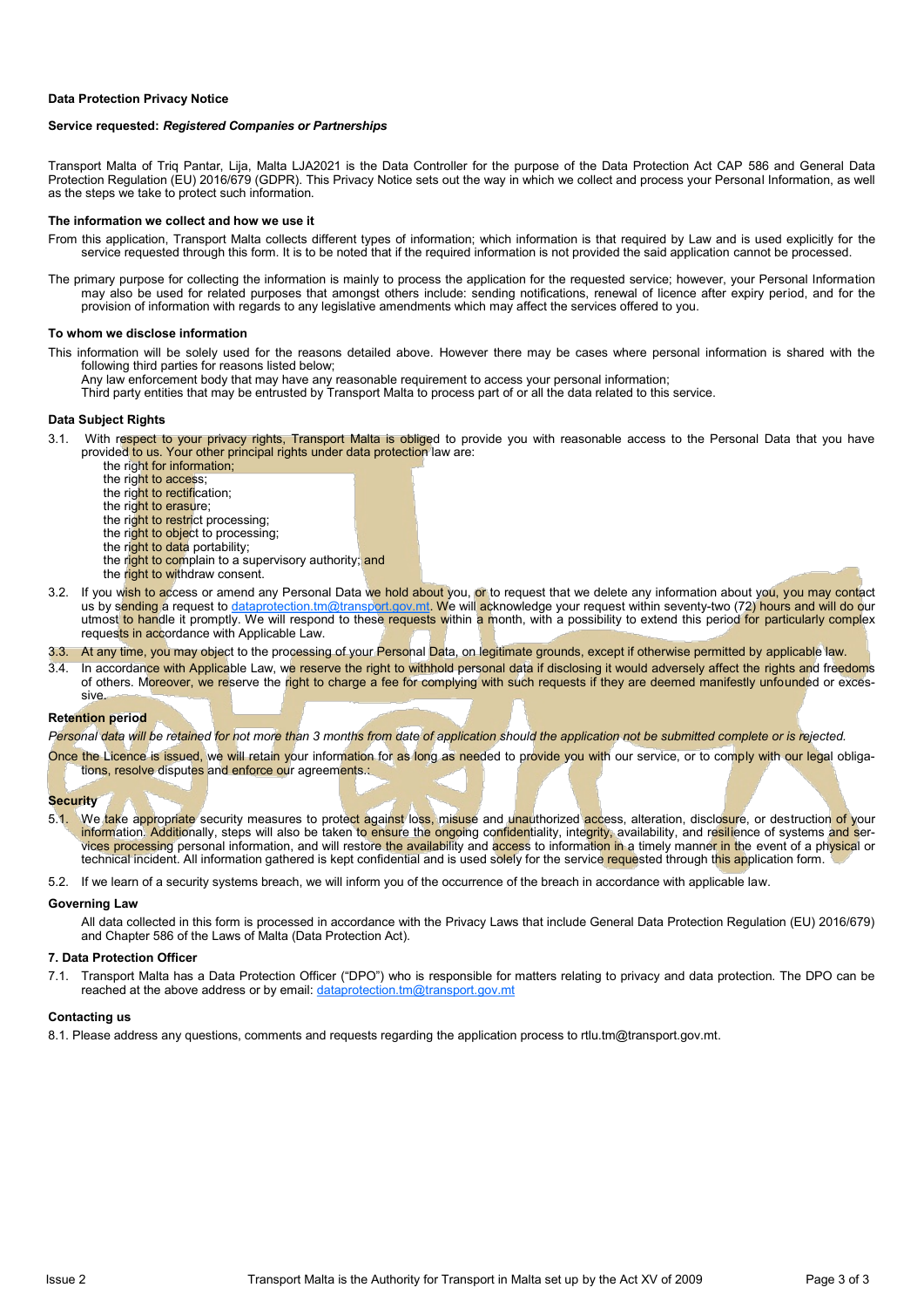**Data Protection Privacy Notice**

**Service requested:** ***Registered Companies or Partnerships***

Transport Malta of Triq Pantar, Lija, Malta LJA2021 is the Data Controller for the purpose of the Data Protection Act CAP 586 and General Data Protection Regulation (EU) 2016/679 (GDPR). This Privacy Notice sets out the way in which we collect and process your Personal Information, as well as the steps we take to protect such information.

**The information we collect and how we use it**

From this application, Transport Malta collects different types of information; which information is that required by Law and is used explicitly for the service requested through this form. It is to be noted that if the required information is not provided the said application cannot be processed.

The primary purpose for collecting the information is mainly to process the application for the requested service; however, your Personal Information may also be used for related purposes that amongst others include: sending notifications, renewal of licence after expiry period, and for the provision of information with regards to any legislative amendments which may affect the services offered to you.

**To whom we disclose information**

This information will be solely used for the reasons detailed above. However there may be cases where personal information is shared with the following third parties for reasons listed below;

Any law enforcement body that may have any reasonable requirement to access your personal information;

Third party entities that may be entrusted by Transport Malta to process part of or all the data related to this service.

**Data Subject Rights**

3.1. With respect to your privacy rights, Transport Malta is obliged to provide you with reasonable access to the Personal Data that you have provided to us. Your other principal rights under data protection law are:

- the right for information;
- the right to access;
- the right to rectification;
- the right to erasure;
- the right to restrict processing;
- the right to object to processing;
- the right to data portability;
- the right to complain to a supervisory authority; and
- the right to withdraw consent.

3.2. If you wish to access or amend any Personal Data we hold about you, or to request that we delete any information about you, you may contact us by sending a request to dataprotection.tm@transport.gov.mt. We will acknowledge your request within seventy-two (72) hours and will do our utmost to handle it promptly. We will respond to these requests within a month, with a possibility to extend this period for particularly complex requests in accordance with Applicable Law.

3.3. At any time, you may object to the processing of your Personal Data, on legitimate grounds, except if otherwise permitted by applicable law.

3.4. In accordance with Applicable Law, we reserve the right to withhold personal data if disclosing it would adversely affect the rights and freedoms of others. Moreover, we reserve the right to charge a fee for complying with such requests if they are deemed manifestly unfounded or excessive.

**Retention period**

*Personal data will be retained for not more than 3 months from date of application should the application not be submitted complete or is rejected.*

Once the Licence is issued, we will retain your information for as long as needed to provide you with our service, or to comply with our legal obligations, resolve disputes and enforce our agreements.:

**Security**

5.1. We take appropriate security measures to protect against loss, misuse and unauthorized access, alteration, disclosure, or destruction of your information. Additionally, steps will also be taken to ensure the ongoing confidentiality, integrity, availability, and resilience of systems and services processing personal information, and will restore the availability and access to information in a timely manner in the event of a physical or technical incident. All information gathered is kept confidential and is used solely for the service requested through this application form.

5.2. If we learn of a security systems breach, we will inform you of the occurrence of the breach in accordance with applicable law.

**Governing Law**

All data collected in this form is processed in accordance with the Privacy Laws that include General Data Protection Regulation (EU) 2016/679) and Chapter 586 of the Laws of Malta (Data Protection Act).

**7. Data Protection Officer**

7.1. Transport Malta has a Data Protection Officer ("DPO") who is responsible for matters relating to privacy and data protection. The DPO can be reached at the above address or by email: dataprotection.tm@transport.gov.mt

**Contacting us**

8.1. Please address any questions, comments and requests regarding the application process to rtlu.tm@transport.gov.mt.

Issue 2 Transport Malta is the Authority for Transport in Malta set up by the Act XV of 2009